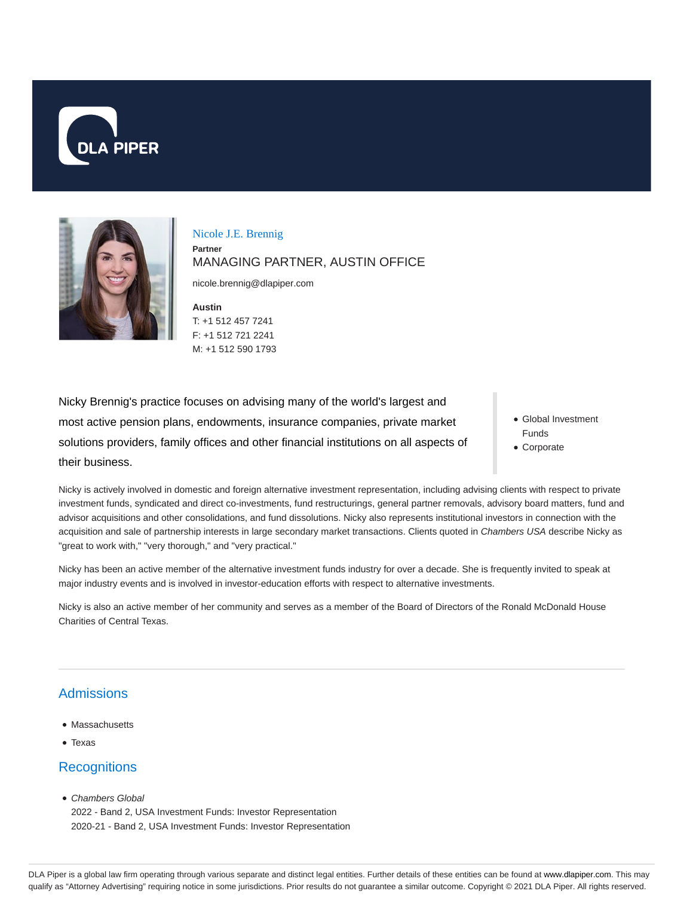DLA PIPER

# Nicole J.E. Brennig

**Partner**

MANAGING PARTNER, AUSTIN OFFICE

nicole.brennig@dlapiper.com

**Austin**

T: +1 512 457 7241

F: +1 512 721 2241

M: +1 512 590 1793

Nicky Brennig's practice focuses on advising many of the world's largest and most active pension plans, endowments, insurance companies, private market solutions providers, family offices and other financial institutions on all aspects of their business.

- Global Investment Funds
- Corporate

Nicky is actively involved in domestic and foreign alternative investment representation, including advising clients with respect to private investment funds, syndicated and direct co-investments, fund restructurings, general partner removals, advisory board matters, fund and advisor acquisitions and other consolidations, and fund dissolutions. Nicky also represents institutional investors in connection with the acquisition and sale of partnership interests in large secondary market transactions. Clients quoted in *Chambers USA* describe Nicky as "great to work with," "very thorough," and "very practical."

Nicky has been an active member of the alternative investment funds industry for over a decade. She is frequently invited to speak at major industry events and is involved in investor-education efforts with respect to alternative investments.

Nicky is also an active member of her community and serves as a member of the Board of Directors of the Ronald McDonald House Charities of Central Texas.

## Admissions

- Massachusetts
- Texas

## Recognitions

- *Chambers Global*
  2022 - Band 2, USA Investment Funds: Investor Representation
  2020-21 - Band 2, USA Investment Funds: Investor Representation

DLA Piper is a global law firm operating through various separate and distinct legal entities. Further details of these entities can be found at www.dlapiper.com. This may qualify as "Attorney Advertising" requiring notice in some jurisdictions. Prior results do not guarantee a similar outcome. Copyright © 2021 DLA Piper. All rights reserved.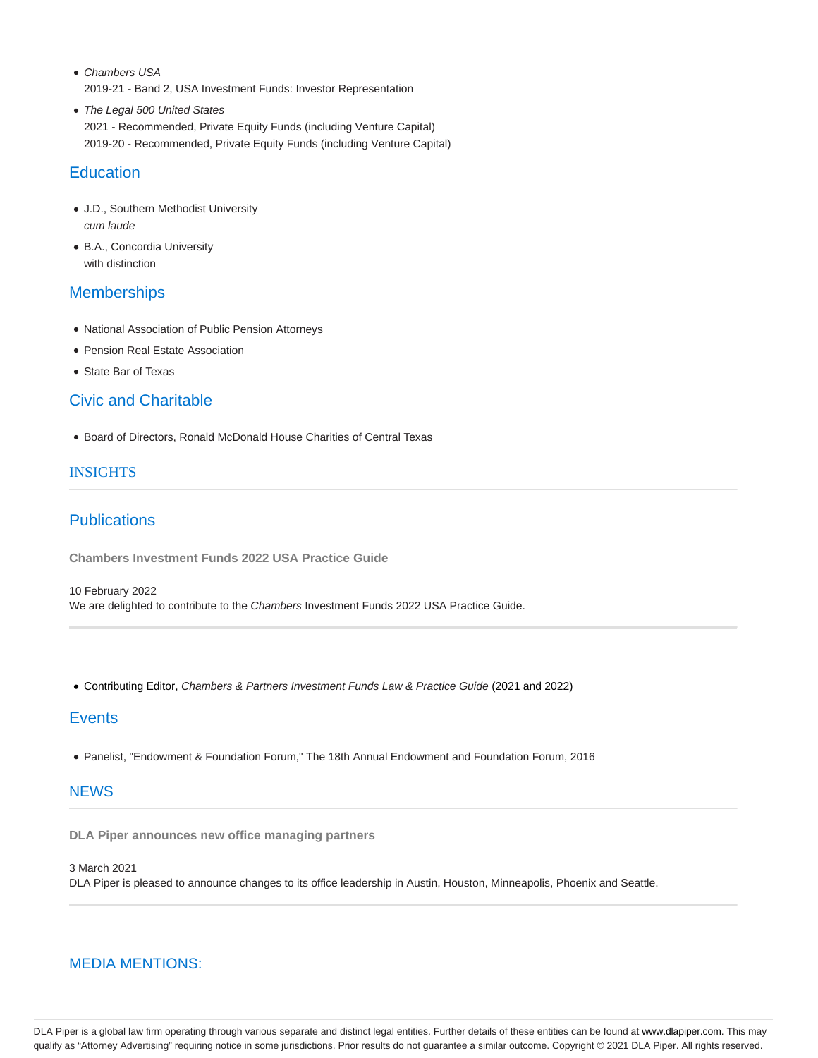- *Chambers USA*
  2019-21 - Band 2, USA Investment Funds: Investor Representation
- *The Legal 500 United States*
  2021 - Recommended, Private Equity Funds (including Venture Capital)
  2019-20 - Recommended, Private Equity Funds (including Venture Capital)

## Education

- J.D., Southern Methodist University
  *cum laude*
- B.A., Concordia University
  with distinction

## Memberships

- National Association of Public Pension Attorneys
- Pension Real Estate Association
- State Bar of Texas

## Civic and Charitable

- Board of Directors, Ronald McDonald House Charities of Central Texas

## INSIGHTS

## Publications

**Chambers Investment Funds 2022 USA Practice Guide**

10 February 2022
We are delighted to contribute to the *Chambers* Investment Funds 2022 USA Practice Guide.

---

- Contributing Editor, *Chambers & Partners Investment Funds Law & Practice Guide* (2021 and 2022)

## Events

- Panelist, "Endowment & Foundation Forum," The 18th Annual Endowment and Foundation Forum, 2016

## NEWS

**DLA Piper announces new office managing partners**

3 March 2021
DLA Piper is pleased to announce changes to its office leadership in Austin, Houston, Minneapolis, Phoenix and Seattle.

---

## MEDIA MENTIONS: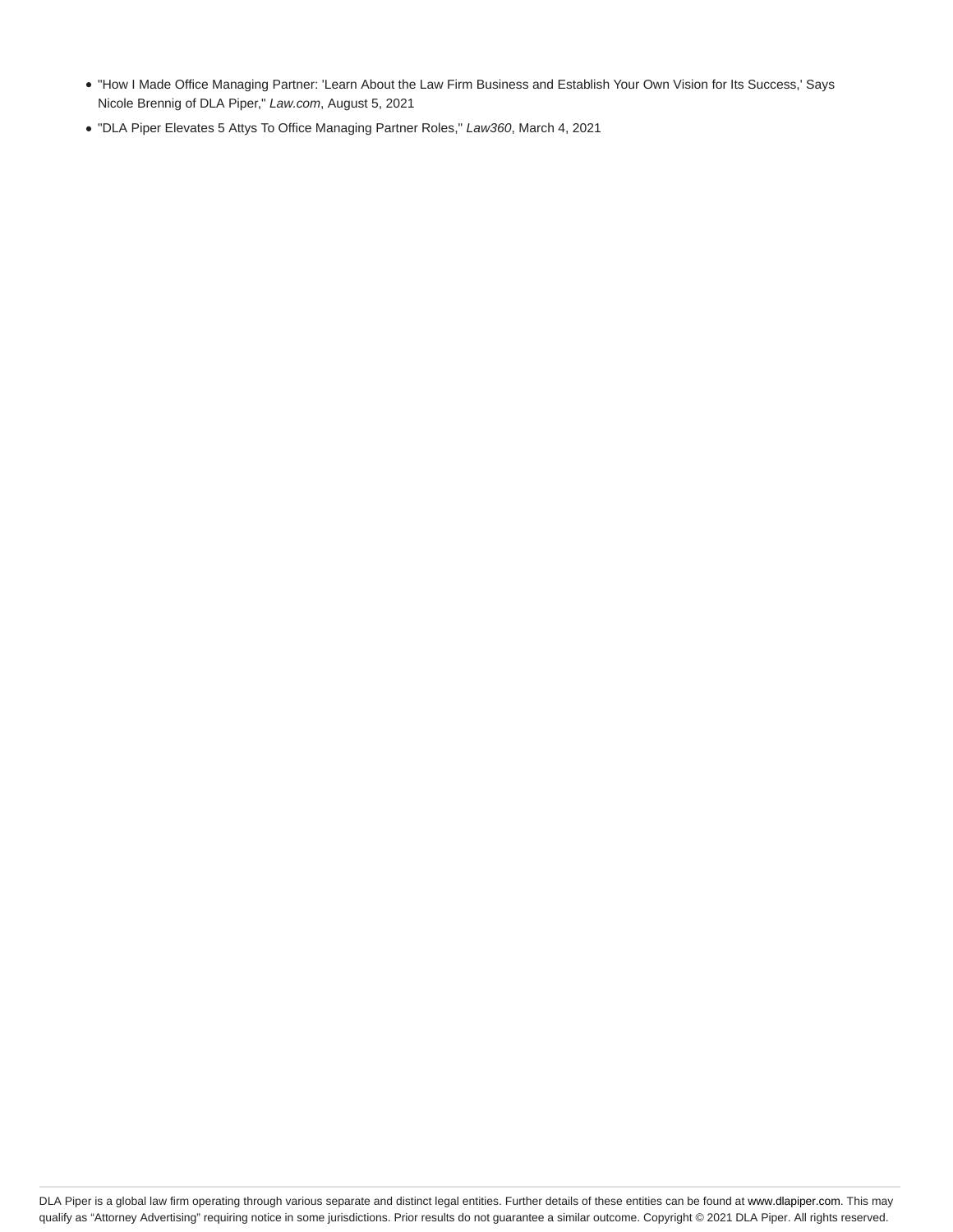- "How I Made Office Managing Partner: 'Learn About the Law Firm Business and Establish Your Own Vision for Its Success,' Says Nicole Brennig of DLA Piper," *Law.com*, August 5, 2021
- "DLA Piper Elevates 5 Attys To Office Managing Partner Roles," *Law360*, March 4, 2021